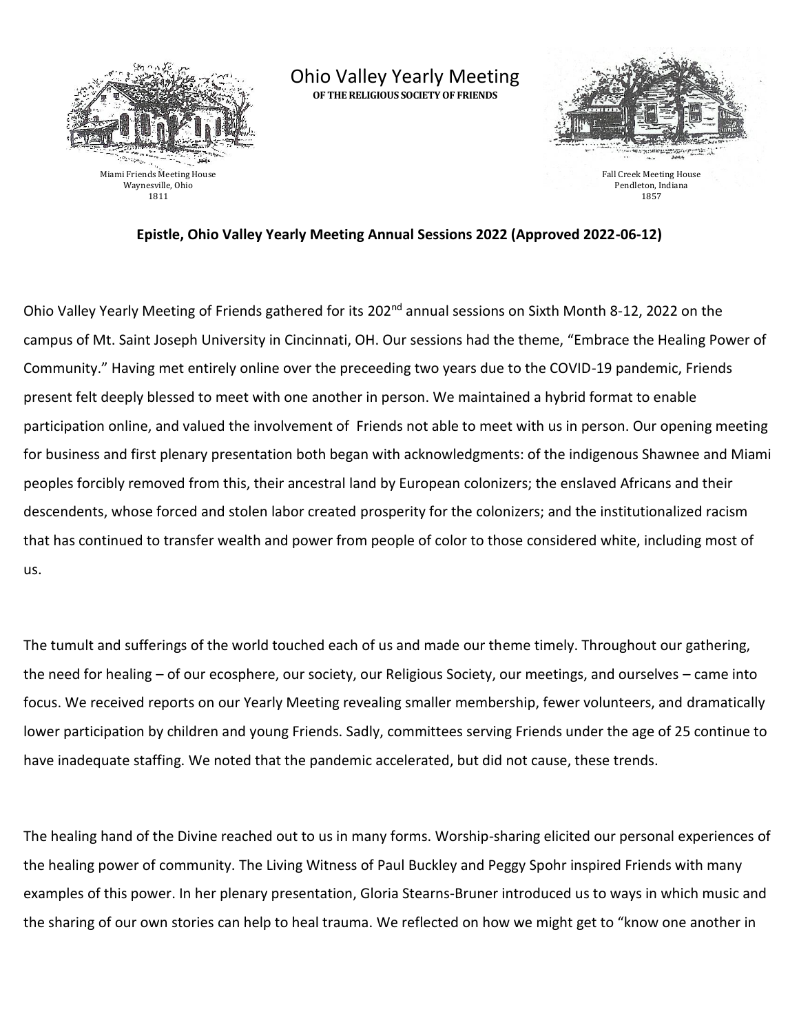Miami Friends Meeting House
Waynesville, Ohio
1811

# Ohio Valley Yearly Meeting

**OF THE RELIGIOUS SOCIETY OF FRIENDS**

Fall Creek Meeting House
Pendleton, Indiana
1857

**Epistle, Ohio Valley Yearly Meeting Annual Sessions 2022 (Approved 2022-06-12)**

Ohio Valley Yearly Meeting of Friends gathered for its 202nd annual sessions on Sixth Month 8-12, 2022 on the campus of Mt. Saint Joseph University in Cincinnati, OH. Our sessions had the theme, "Embrace the Healing Power of Community." Having met entirely online over the preceeding two years due to the COVID-19 pandemic, Friends present felt deeply blessed to meet with one another in person. We maintained a hybrid format to enable participation online, and valued the involvement of Friends not able to meet with us in person. Our opening meeting for business and first plenary presentation both began with acknowledgments: of the indigenous Shawnee and Miami peoples forcibly removed from this, their ancestral land by European colonizers; the enslaved Africans and their descendents, whose forced and stolen labor created prosperity for the colonizers; and the institutionalized racism that has continued to transfer wealth and power from people of color to those considered white, including most of us.

The tumult and sufferings of the world touched each of us and made our theme timely. Throughout our gathering, the need for healing – of our ecosphere, our society, our Religious Society, our meetings, and ourselves – came into focus. We received reports on our Yearly Meeting revealing smaller membership, fewer volunteers, and dramatically lower participation by children and young Friends. Sadly, committees serving Friends under the age of 25 continue to have inadequate staffing. We noted that the pandemic accelerated, but did not cause, these trends.

The healing hand of the Divine reached out to us in many forms. Worship-sharing elicited our personal experiences of the healing power of community. The Living Witness of Paul Buckley and Peggy Spohr inspired Friends with many examples of this power. In her plenary presentation, Gloria Stearns-Bruner introduced us to ways in which music and the sharing of our own stories can help to heal trauma. We reflected on how we might get to "know one another in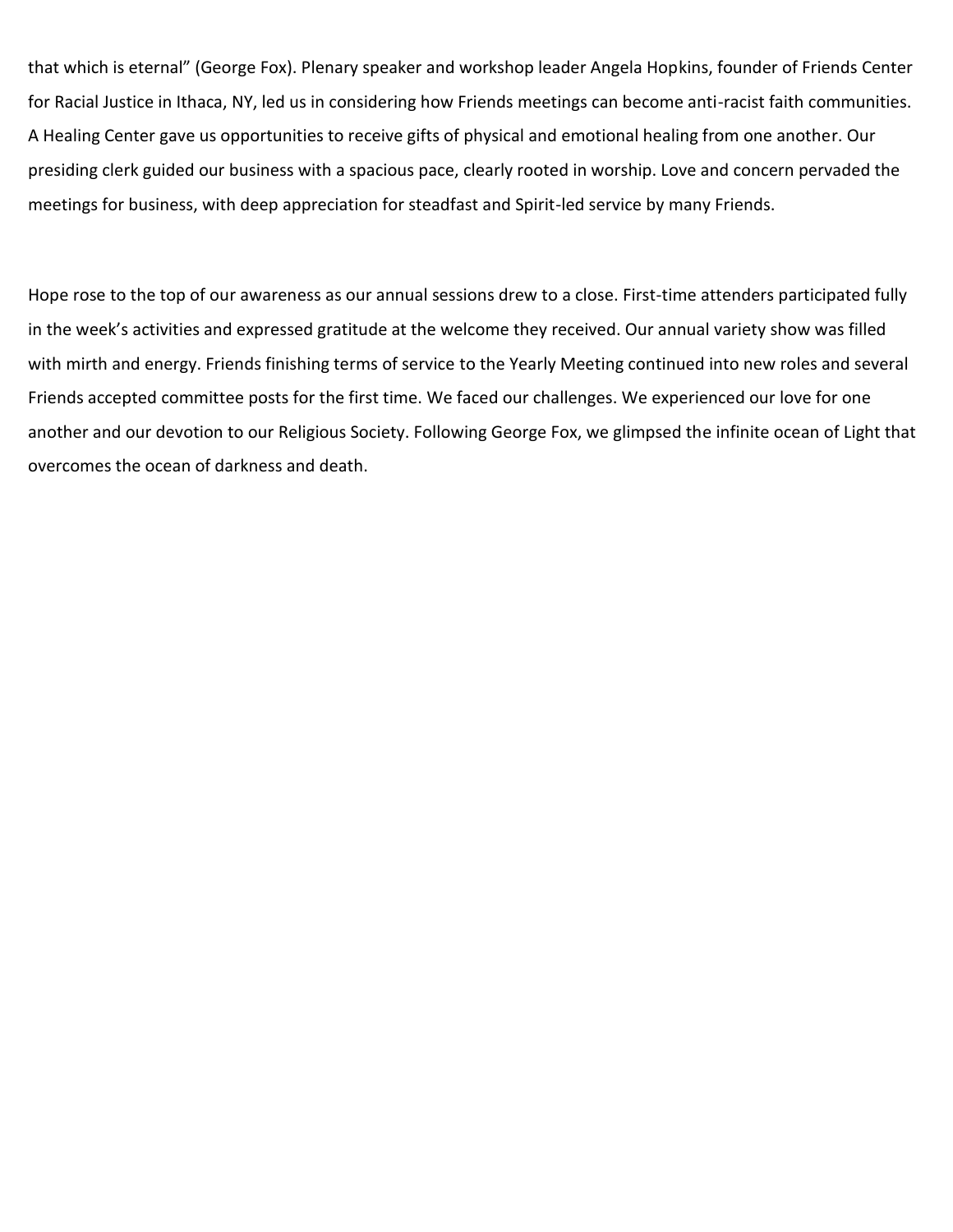that which is eternal" (George Fox). Plenary speaker and workshop leader Angela Hopkins, founder of Friends Center for Racial Justice in Ithaca, NY, led us in considering how Friends meetings can become anti-racist faith communities. A Healing Center gave us opportunities to receive gifts of physical and emotional healing from one another. Our presiding clerk guided our business with a spacious pace, clearly rooted in worship. Love and concern pervaded the meetings for business, with deep appreciation for steadfast and Spirit-led service by many Friends.

Hope rose to the top of our awareness as our annual sessions drew to a close. First-time attenders participated fully in the week's activities and expressed gratitude at the welcome they received. Our annual variety show was filled with mirth and energy. Friends finishing terms of service to the Yearly Meeting continued into new roles and several Friends accepted committee posts for the first time. We faced our challenges. We experienced our love for one another and our devotion to our Religious Society. Following George Fox, we glimpsed the infinite ocean of Light that overcomes the ocean of darkness and death.